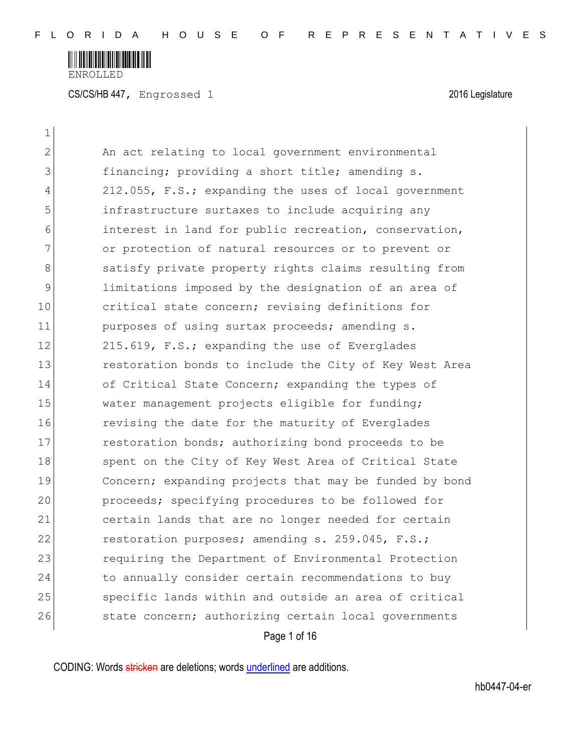ENROLLED

CS/CS/HB 447, Engrossed 1 2016 Legislature

An act relating to local government environmental financing; providing a short title; amending s. 212.055, F.S.; expanding the uses of local government infrastructure surtaxes to include acquiring any interest in land for public recreation, conservation, or protection of natural resources or to prevent or satisfy private property rights claims resulting from limitations imposed by the designation of an area of critical state concern; revising definitions for purposes of using surtax proceeds; amending s. 215.619, F.S.; expanding the use of Everglades restoration bonds to include the City of Key West Area of Critical State Concern; expanding the types of water management projects eligible for funding; revising the date for the maturity of Everglades restoration bonds; authorizing bond proceeds to be spent on the City of Key West Area of Critical State Concern; expanding projects that may be funded by bond proceeds; specifying procedures to be followed for certain lands that are no longer needed for certain restoration purposes; amending s. 259.045, F.S.; requiring the Department of Environmental Protection to annually consider certain recommendations to buy specific lands within and outside an area of critical state concern; authorizing certain local governments

CODING: Words ~~stricken~~ are deletions; words underlined are additions.

hb0447-04-er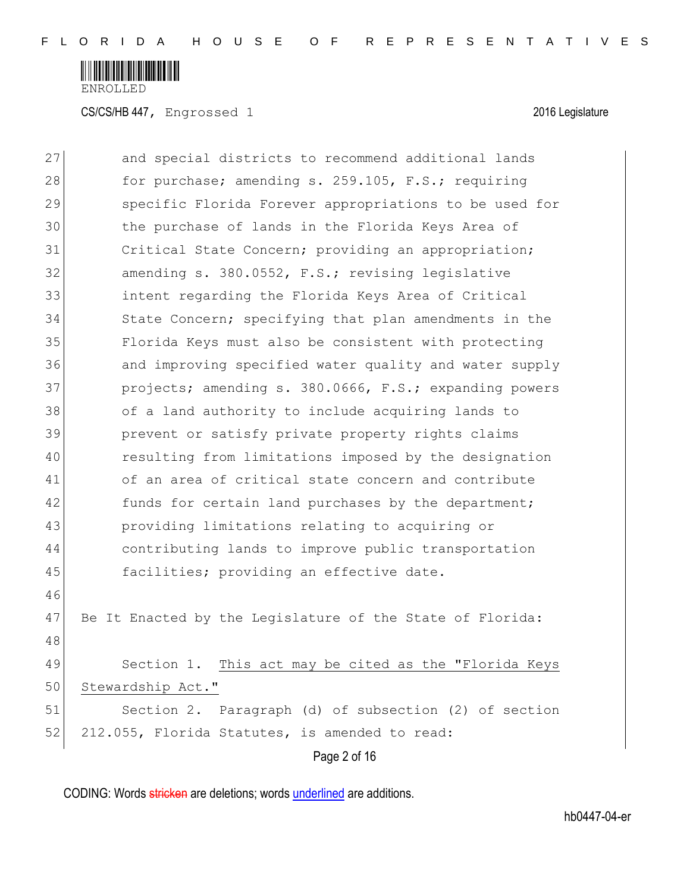and special districts to recommend additional lands for purchase; amending s. 259.105, F.S.; requiring specific Florida Forever appropriations to be used for the purchase of lands in the Florida Keys Area of Critical State Concern; providing an appropriation; amending s. 380.0552, F.S.; revising legislative intent regarding the Florida Keys Area of Critical State Concern; specifying that plan amendments in the Florida Keys must also be consistent with protecting and improving specified water quality and water supply projects; amending s. 380.0666, F.S.; expanding powers of a land authority to include acquiring lands to prevent or satisfy private property rights claims resulting from limitations imposed by the designation of an area of critical state concern and contribute funds for certain land purchases by the department; providing limitations relating to acquiring or contributing lands to improve public transportation facilities; providing an effective date.

Be It Enacted by the Legislature of the State of Florida:

Section 1. This act may be cited as the "Florida Keys Stewardship Act."

Section 2. Paragraph (d) of subsection (2) of section 212.055, Florida Statutes, is amended to read: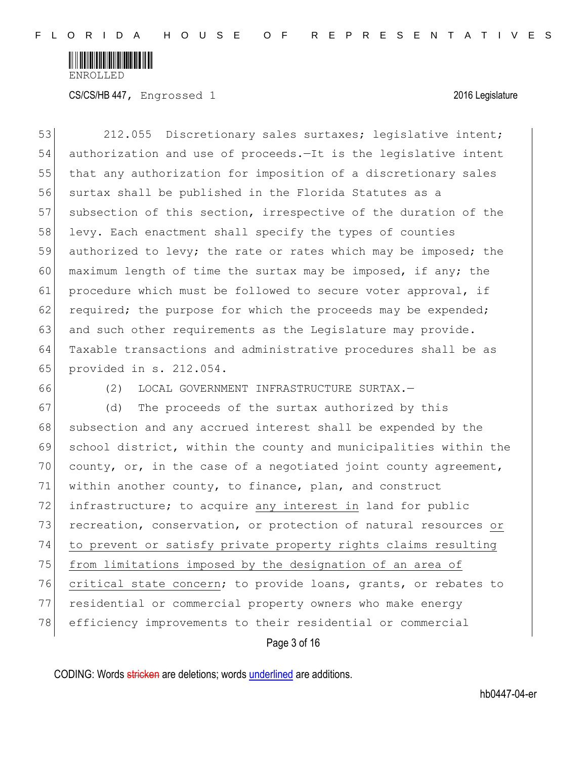212.055 Discretionary sales surtaxes; legislative intent; authorization and use of proceeds.—It is the legislative intent that any authorization for imposition of a discretionary sales surtax shall be published in the Florida Statutes as a subsection of this section, irrespective of the duration of the levy. Each enactment shall specify the types of counties authorized to levy; the rate or rates which may be imposed; the maximum length of time the surtax may be imposed, if any; the procedure which must be followed to secure voter approval, if required; the purpose for which the proceeds may be expended; and such other requirements as the Legislature may provide. Taxable transactions and administrative procedures shall be as provided in s. 212.054.

(2) LOCAL GOVERNMENT INFRASTRUCTURE SURTAX.—

(d) The proceeds of the surtax authorized by this subsection and any accrued interest shall be expended by the school district, within the county and municipalities within the county, or, in the case of a negotiated joint county agreement, within another county, to finance, plan, and construct infrastructure; to acquire <u>any interest in</u> land for public recreation, conservation, or protection of natural resources <u>or to prevent or satisfy private property rights claims resulting from limitations imposed by the designation of an area of critical state concern</u>; to provide loans, grants, or rebates to residential or commercial property owners who make energy efficiency improvements to their residential or commercial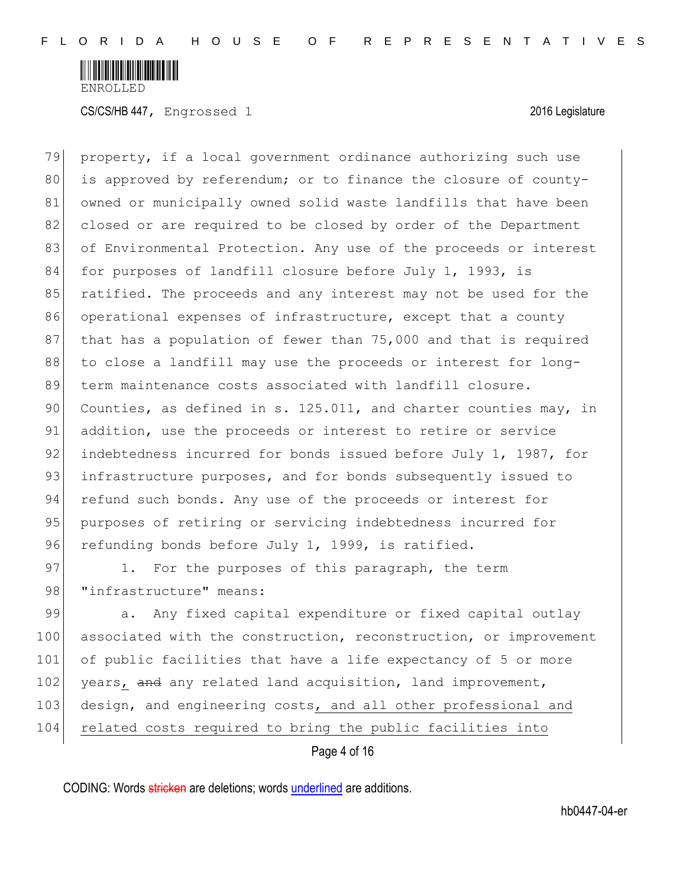property, if a local government ordinance authorizing such use is approved by referendum; or to finance the closure of county-owned or municipally owned solid waste landfills that have been closed or are required to be closed by order of the Department of Environmental Protection. Any use of the proceeds or interest for purposes of landfill closure before July 1, 1993, is ratified. The proceeds and any interest may not be used for the operational expenses of infrastructure, except that a county that has a population of fewer than 75,000 and that is required to close a landfill may use the proceeds or interest for long-term maintenance costs associated with landfill closure. Counties, as defined in s. 125.011, and charter counties may, in addition, use the proceeds or interest to retire or service indebtedness incurred for bonds issued before July 1, 1987, for infrastructure purposes, and for bonds subsequently issued to refund such bonds. Any use of the proceeds or interest for purposes of retiring or servicing indebtedness incurred for refunding bonds before July 1, 1999, is ratified.

1. For the purposes of this paragraph, the term "infrastructure" means:

a. Any fixed capital expenditure or fixed capital outlay associated with the construction, reconstruction, or improvement of public facilities that have a life expectancy of 5 or more years, ~~and~~ any related land acquisition, land improvement, design, and engineering costs, and all other professional and related costs required to bring the public facilities into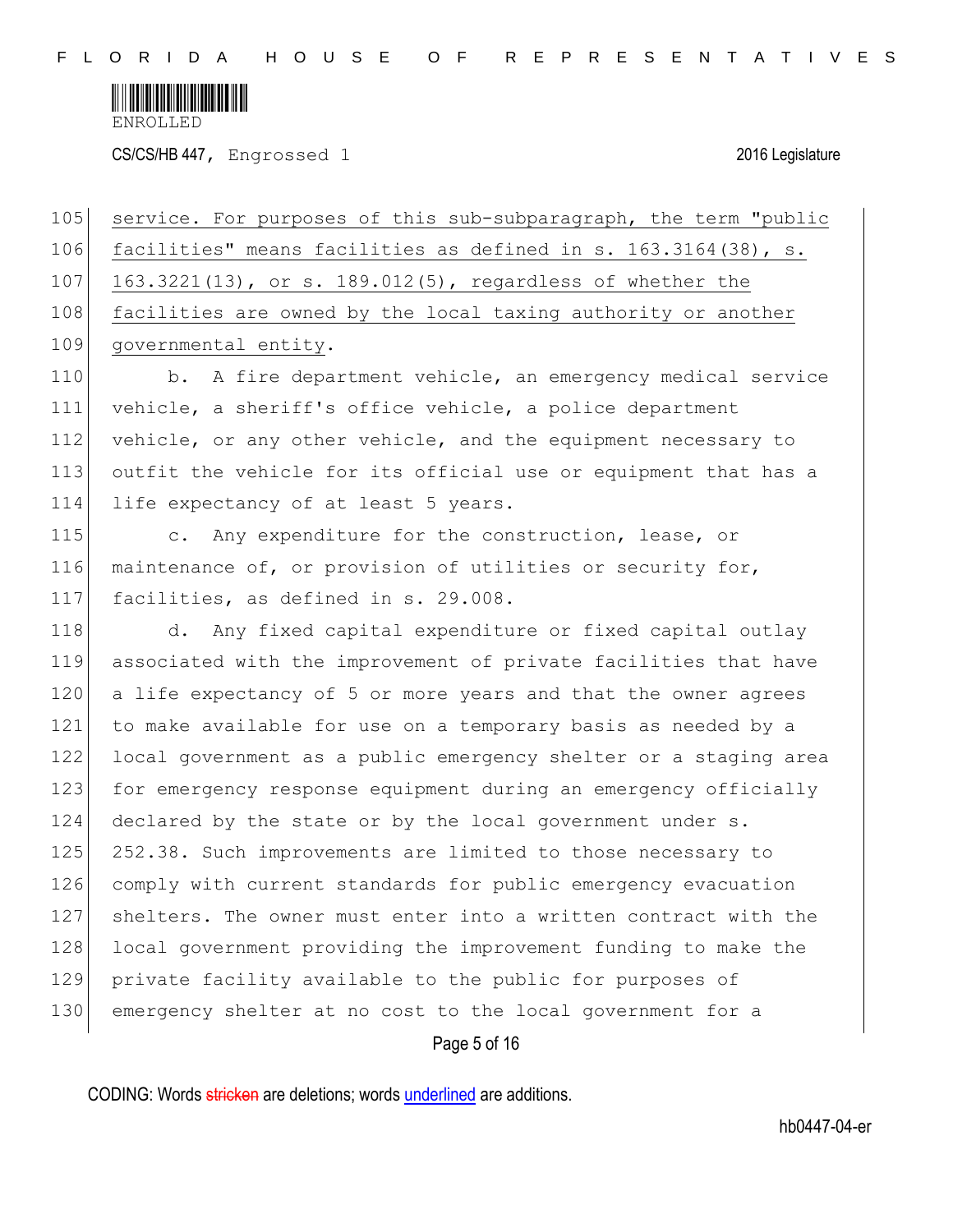service. For purposes of this sub-subparagraph, the term "public facilities" means facilities as defined in s. 163.3164(38), s. 163.3221(13), or s. 189.012(5), regardless of whether the facilities are owned by the local taxing authority or another governmental entity.

b. A fire department vehicle, an emergency medical service vehicle, a sheriff's office vehicle, a police department vehicle, or any other vehicle, and the equipment necessary to outfit the vehicle for its official use or equipment that has a life expectancy of at least 5 years.

c. Any expenditure for the construction, lease, or maintenance of, or provision of utilities or security for, facilities, as defined in s. 29.008.

d. Any fixed capital expenditure or fixed capital outlay associated with the improvement of private facilities that have a life expectancy of 5 or more years and that the owner agrees to make available for use on a temporary basis as needed by a local government as a public emergency shelter or a staging area for emergency response equipment during an emergency officially declared by the state or by the local government under s. 252.38. Such improvements are limited to those necessary to comply with current standards for public emergency evacuation shelters. The owner must enter into a written contract with the local government providing the improvement funding to make the private facility available to the public for purposes of emergency shelter at no cost to the local government for a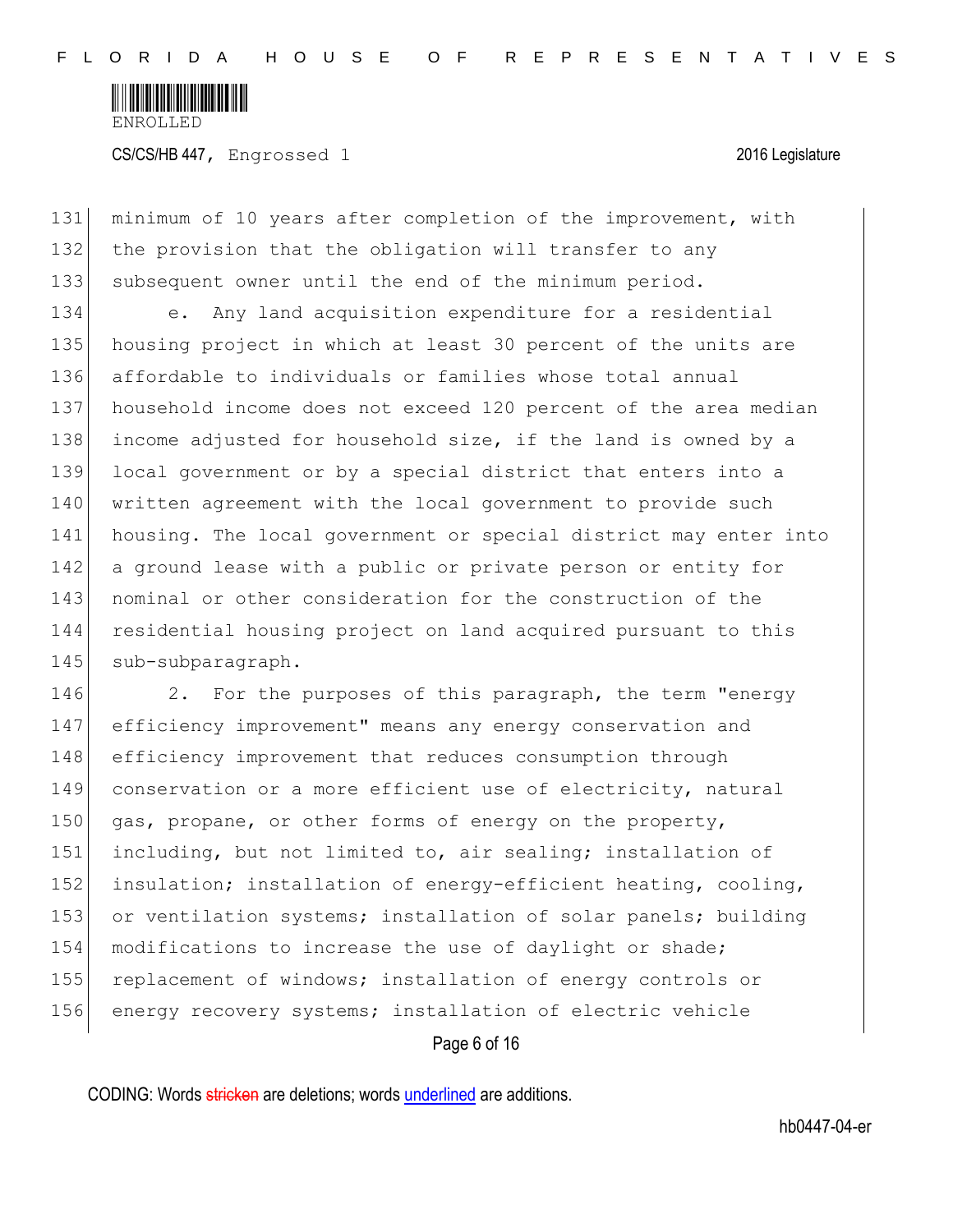minimum of 10 years after completion of the improvement, with the provision that the obligation will transfer to any subsequent owner until the end of the minimum period.

e. Any land acquisition expenditure for a residential housing project in which at least 30 percent of the units are affordable to individuals or families whose total annual household income does not exceed 120 percent of the area median income adjusted for household size, if the land is owned by a local government or by a special district that enters into a written agreement with the local government to provide such housing. The local government or special district may enter into a ground lease with a public or private person or entity for nominal or other consideration for the construction of the residential housing project on land acquired pursuant to this sub-subparagraph.

2. For the purposes of this paragraph, the term "energy efficiency improvement" means any energy conservation and efficiency improvement that reduces consumption through conservation or a more efficient use of electricity, natural gas, propane, or other forms of energy on the property, including, but not limited to, air sealing; installation of insulation; installation of energy-efficient heating, cooling, or ventilation systems; installation of solar panels; building modifications to increase the use of daylight or shade; replacement of windows; installation of energy controls or energy recovery systems; installation of electric vehicle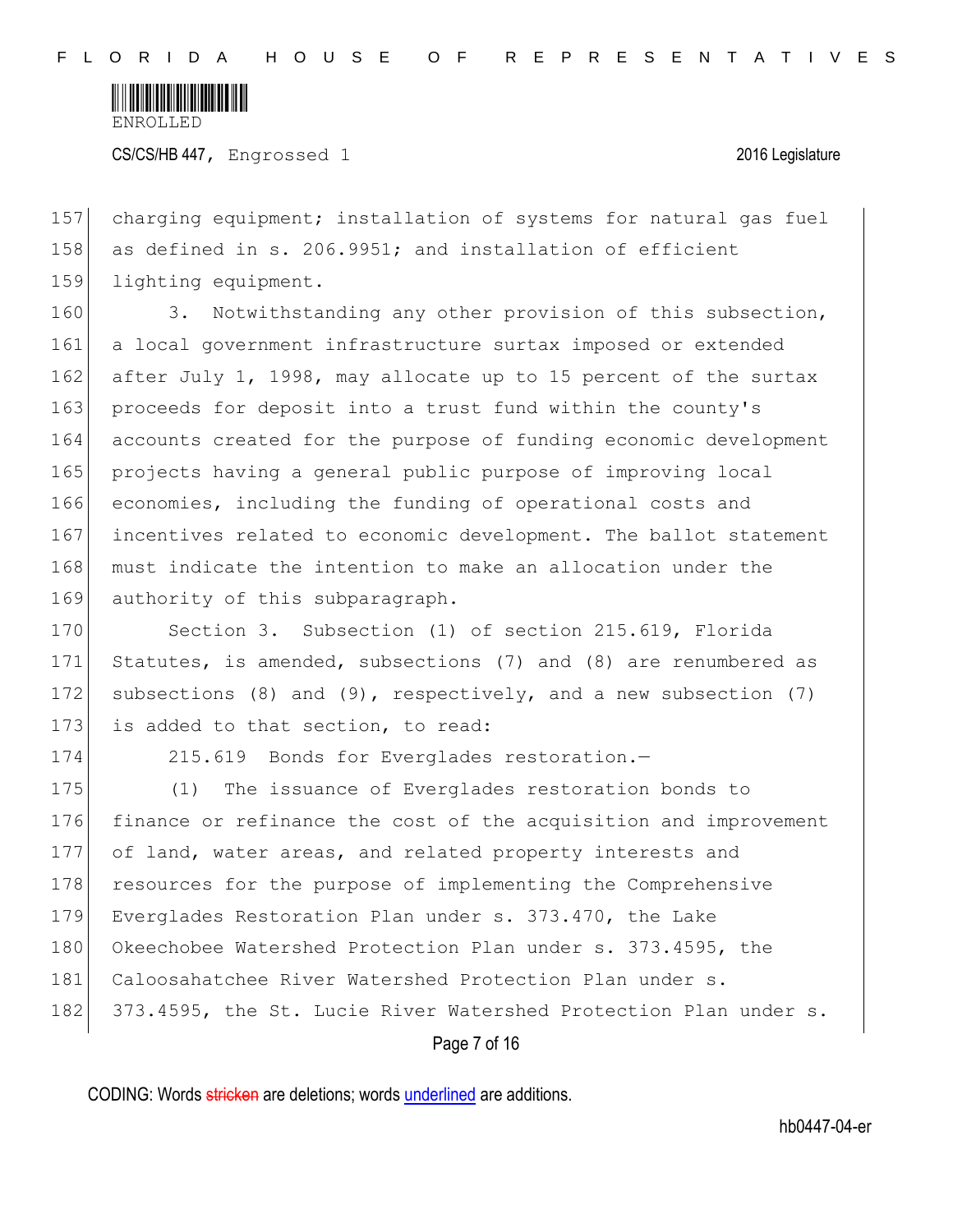charging equipment; installation of systems for natural gas fuel as defined in s. 206.9951; and installation of efficient lighting equipment.

3. Notwithstanding any other provision of this subsection, a local government infrastructure surtax imposed or extended after July 1, 1998, may allocate up to 15 percent of the surtax proceeds for deposit into a trust fund within the county's accounts created for the purpose of funding economic development projects having a general public purpose of improving local economies, including the funding of operational costs and incentives related to economic development. The ballot statement must indicate the intention to make an allocation under the authority of this subparagraph.

Section 3. Subsection (1) of section 215.619, Florida Statutes, is amended, subsections (7) and (8) are renumbered as subsections (8) and (9), respectively, and a new subsection (7) is added to that section, to read:

215.619 Bonds for Everglades restoration.—

(1) The issuance of Everglades restoration bonds to finance or refinance the cost of the acquisition and improvement of land, water areas, and related property interests and resources for the purpose of implementing the Comprehensive Everglades Restoration Plan under s. 373.470, the Lake Okeechobee Watershed Protection Plan under s. 373.4595, the Caloosahatchee River Watershed Protection Plan under s. 373.4595, the St. Lucie River Watershed Protection Plan under s.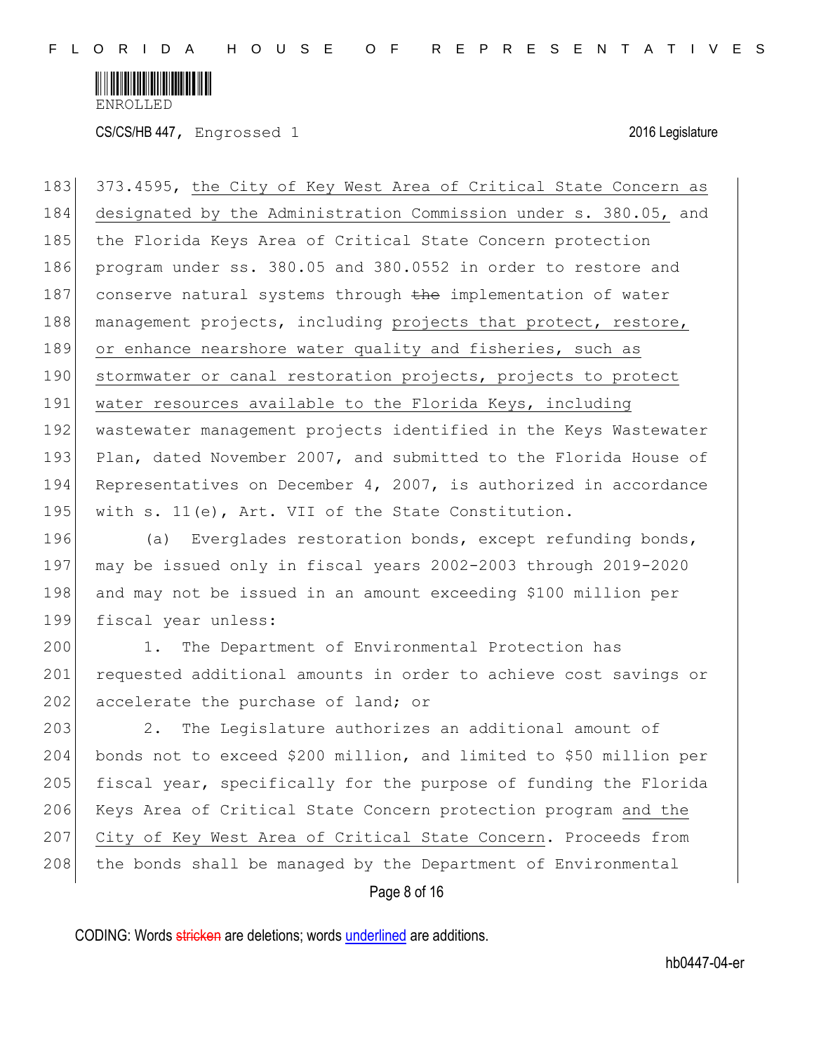373.4595, the City of Key West Area of Critical State Concern as designated by the Administration Commission under s. 380.05, and the Florida Keys Area of Critical State Concern protection program under ss. 380.05 and 380.0552 in order to restore and conserve natural systems through ~~the~~ implementation of water management projects, including projects that protect, restore, or enhance nearshore water quality and fisheries, such as stormwater or canal restoration projects, projects to protect water resources available to the Florida Keys, including wastewater management projects identified in the Keys Wastewater Plan, dated November 2007, and submitted to the Florida House of Representatives on December 4, 2007, is authorized in accordance with s. 11(e), Art. VII of the State Constitution.

(a) Everglades restoration bonds, except refunding bonds, may be issued only in fiscal years 2002-2003 through 2019-2020 and may not be issued in an amount exceeding $100 million per fiscal year unless:

1. The Department of Environmental Protection has requested additional amounts in order to achieve cost savings or accelerate the purchase of land; or

2. The Legislature authorizes an additional amount of bonds not to exceed $200 million, and limited to $50 million per fiscal year, specifically for the purpose of funding the Florida Keys Area of Critical State Concern protection program and the City of Key West Area of Critical State Concern. Proceeds from the bonds shall be managed by the Department of Environmental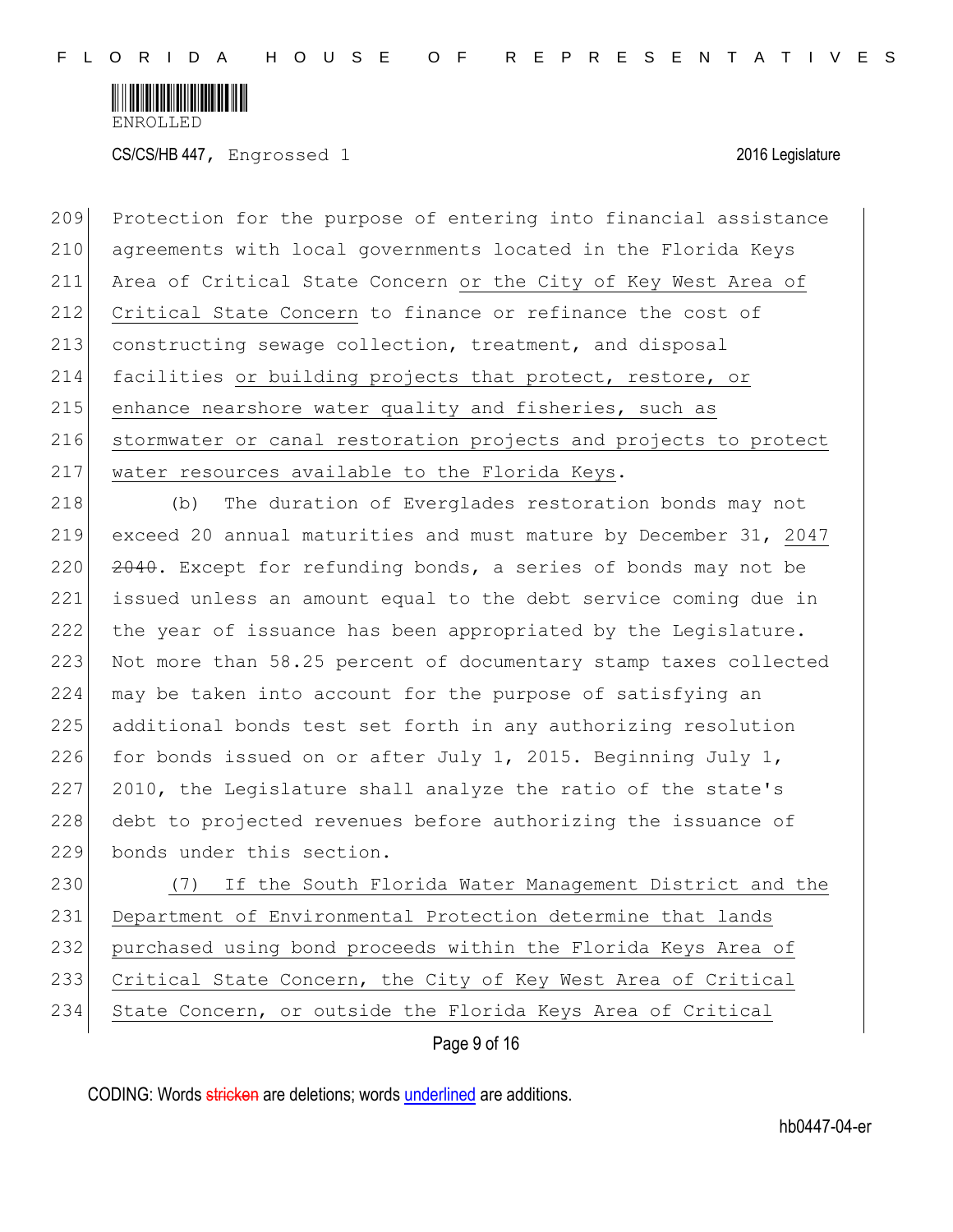Protection for the purpose of entering into financial assistance agreements with local governments located in the Florida Keys Area of Critical State Concern <u>or the City of Key West Area of Critical State Concern</u> to finance or refinance the cost of constructing sewage collection, treatment, and disposal facilities <u>or building projects that protect, restore, or enhance nearshore water quality and fisheries, such as stormwater or canal restoration projects and projects to protect water resources available to the Florida Keys</u>.

(b) The duration of Everglades restoration bonds may not exceed 20 annual maturities and must mature by December 31, <u>2047</u> ~~2040~~. Except for refunding bonds, a series of bonds may not be issued unless an amount equal to the debt service coming due in the year of issuance has been appropriated by the Legislature. Not more than 58.25 percent of documentary stamp taxes collected may be taken into account for the purpose of satisfying an additional bonds test set forth in any authorizing resolution for bonds issued on or after July 1, 2015. Beginning July 1, 2010, the Legislature shall analyze the ratio of the state's debt to projected revenues before authorizing the issuance of bonds under this section.

<u>(7) If the South Florida Water Management District and the Department of Environmental Protection determine that lands purchased using bond proceeds within the Florida Keys Area of Critical State Concern, the City of Key West Area of Critical State Concern, or outside the Florida Keys Area of Critical</u>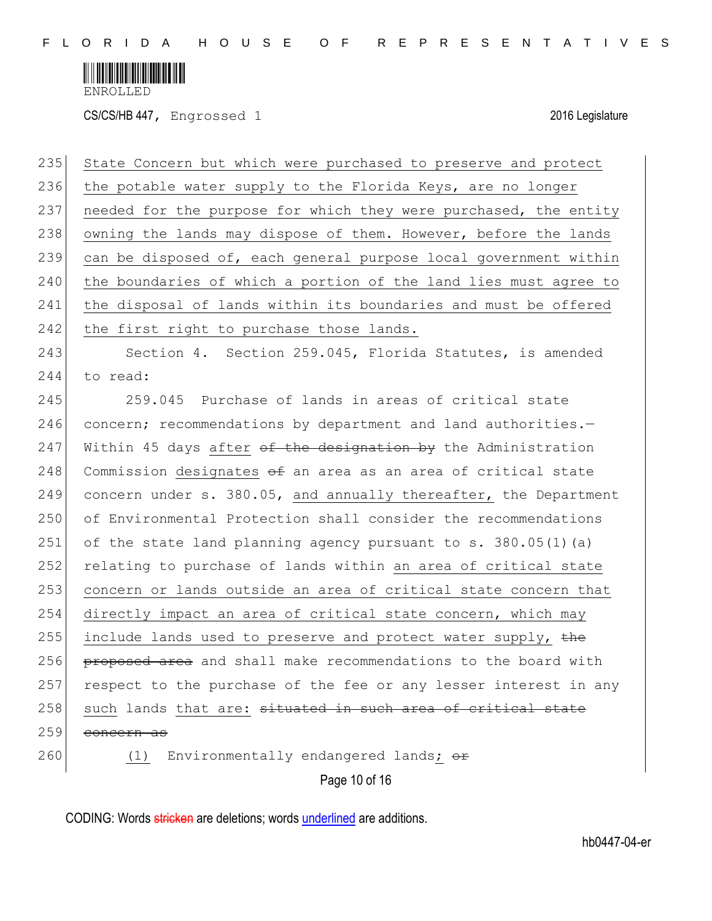235 State Concern but which were purchased to preserve and protect
236 the potable water supply to the Florida Keys, are no longer
237 needed for the purpose for which they were purchased, the entity
238 owning the lands may dispose of them. However, before the lands
239 can be disposed of, each general purpose local government within
240 the boundaries of which a portion of the land lies must agree to
241 the disposal of lands within its boundaries and must be offered
242 the first right to purchase those lands.

243 Section 4. Section 259.045, Florida Statutes, is amended
244 to read:

245 259.045 Purchase of lands in areas of critical state
246 concern; recommendations by department and land authorities.—
247 Within 45 days after ~~of the designation by~~ the Administration
248 Commission designates ~~of~~ an area as an area of critical state
249 concern under s. 380.05, and annually thereafter, the Department
250 of Environmental Protection shall consider the recommendations
251 of the state land planning agency pursuant to s. 380.05(1)(a)
252 relating to purchase of lands within an area of critical state
253 concern or lands outside an area of critical state concern that
254 directly impact an area of critical state concern, which may
255 include lands used to preserve and protect water supply, ~~the~~
256 ~~proposed area~~ and shall make recommendations to the board with
257 respect to the purchase of the fee or any lesser interest in any
258 such lands that are: ~~situated in such area of critical state~~
259 ~~concern as~~

260 (1) Environmentally endangered lands; ~~or~~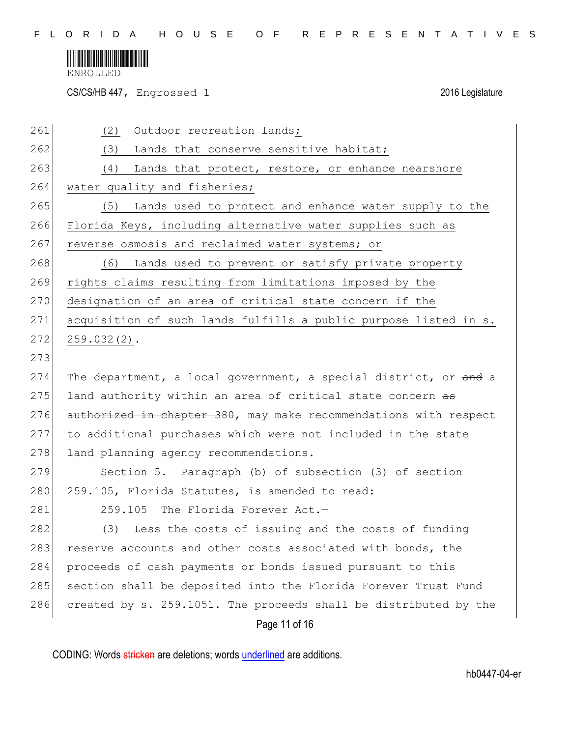(2) Outdoor recreation lands;

(3) Lands that conserve sensitive habitat;

(4) Lands that protect, restore, or enhance nearshore water quality and fisheries;

(5) Lands used to protect and enhance water supply to the Florida Keys, including alternative water supplies such as reverse osmosis and reclaimed water systems; or

(6) Lands used to prevent or satisfy private property rights claims resulting from limitations imposed by the designation of an area of critical state concern if the acquisition of such lands fulfills a public purpose listed in s. 259.032(2).

The department, a local government, a special district, or ~~and~~ a land authority within an area of critical state concern ~~as authorized in chapter 380~~, may make recommendations with respect to additional purchases which were not included in the state land planning agency recommendations.

Section 5. Paragraph (b) of subsection (3) of section 259.105, Florida Statutes, is amended to read:

259.105 The Florida Forever Act.—

(3) Less the costs of issuing and the costs of funding reserve accounts and other costs associated with bonds, the proceeds of cash payments or bonds issued pursuant to this section shall be deposited into the Florida Forever Trust Fund created by s. 259.1051. The proceeds shall be distributed by the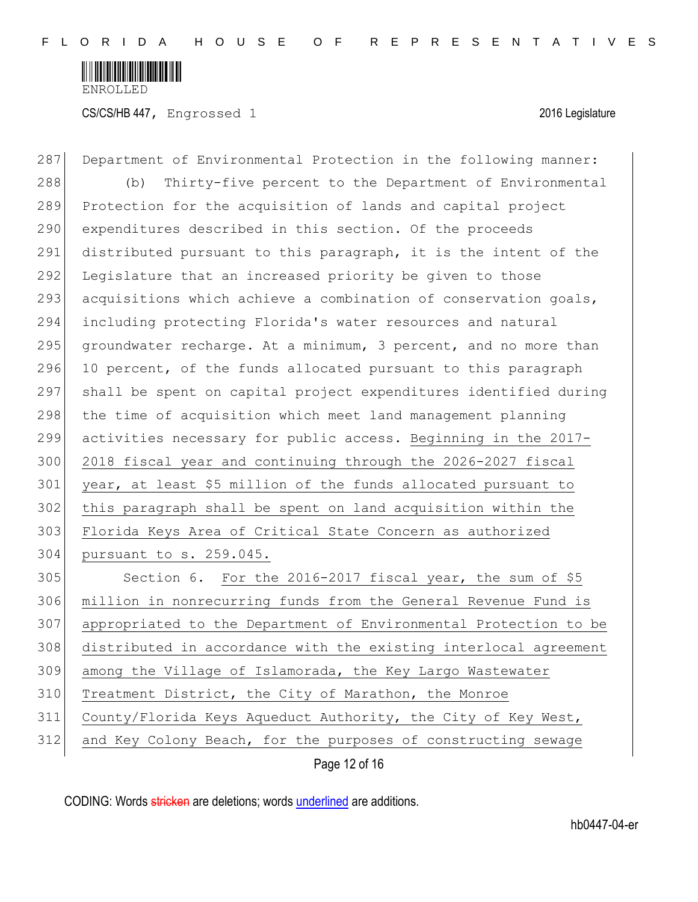Department of Environmental Protection in the following manner:

(b) Thirty-five percent to the Department of Environmental Protection for the acquisition of lands and capital project expenditures described in this section. Of the proceeds distributed pursuant to this paragraph, it is the intent of the Legislature that an increased priority be given to those acquisitions which achieve a combination of conservation goals, including protecting Florida's water resources and natural groundwater recharge. At a minimum, 3 percent, and no more than 10 percent, of the funds allocated pursuant to this paragraph shall be spent on capital project expenditures identified during the time of acquisition which meet land management planning activities necessary for public access. Beginning in the 2017-2018 fiscal year and continuing through the 2026-2027 fiscal year, at least $5 million of the funds allocated pursuant to this paragraph shall be spent on land acquisition within the Florida Keys Area of Critical State Concern as authorized pursuant to s. 259.045.

Section 6. For the 2016-2017 fiscal year, the sum of $5 million in nonrecurring funds from the General Revenue Fund is appropriated to the Department of Environmental Protection to be distributed in accordance with the existing interlocal agreement among the Village of Islamorada, the Key Largo Wastewater Treatment District, the City of Marathon, the Monroe County/Florida Keys Aqueduct Authority, the City of Key West, and Key Colony Beach, for the purposes of constructing sewage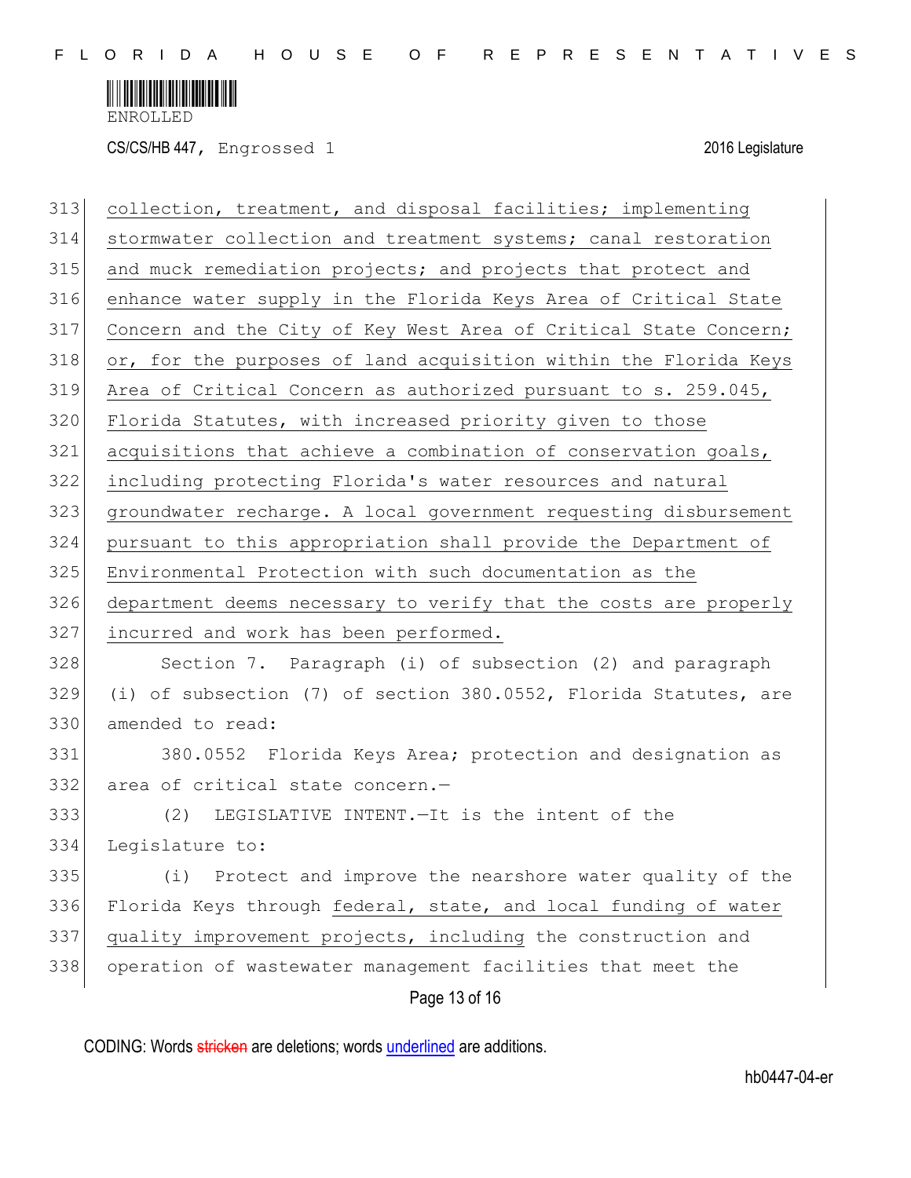collection, treatment, and disposal facilities; implementing stormwater collection and treatment systems; canal restoration and muck remediation projects; and projects that protect and enhance water supply in the Florida Keys Area of Critical State Concern and the City of Key West Area of Critical State Concern; or, for the purposes of land acquisition within the Florida Keys Area of Critical Concern as authorized pursuant to s. 259.045, Florida Statutes, with increased priority given to those acquisitions that achieve a combination of conservation goals, including protecting Florida's water resources and natural groundwater recharge. A local government requesting disbursement pursuant to this appropriation shall provide the Department of Environmental Protection with such documentation as the department deems necessary to verify that the costs are properly incurred and work has been performed.

Section 7. Paragraph (i) of subsection (2) and paragraph (i) of subsection (7) of section 380.0552, Florida Statutes, are amended to read:

380.0552 Florida Keys Area; protection and designation as area of critical state concern.—

(2) LEGISLATIVE INTENT.—It is the intent of the Legislature to:

(i) Protect and improve the nearshore water quality of the Florida Keys through federal, state, and local funding of water quality improvement projects, including the construction and operation of wastewater management facilities that meet the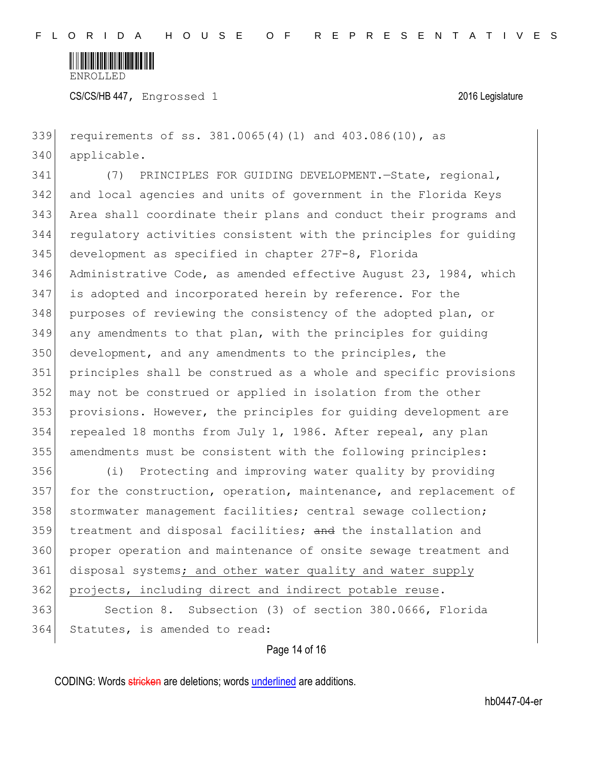requirements of ss. 381.0065(4)(l) and 403.086(10), as applicable.

(7) PRINCIPLES FOR GUIDING DEVELOPMENT.—State, regional, and local agencies and units of government in the Florida Keys Area shall coordinate their plans and conduct their programs and regulatory activities consistent with the principles for guiding development as specified in chapter 27F-8, Florida Administrative Code, as amended effective August 23, 1984, which is adopted and incorporated herein by reference. For the purposes of reviewing the consistency of the adopted plan, or any amendments to that plan, with the principles for guiding development, and any amendments to the principles, the principles shall be construed as a whole and specific provisions may not be construed or applied in isolation from the other provisions. However, the principles for guiding development are repealed 18 months from July 1, 1986. After repeal, any plan amendments must be consistent with the following principles:

(i) Protecting and improving water quality by providing for the construction, operation, maintenance, and replacement of stormwater management facilities; central sewage collection; treatment and disposal facilities; ~~and~~ the installation and proper operation and maintenance of onsite sewage treatment and disposal systems; and other water quality and water supply projects, including direct and indirect potable reuse.

Section 8. Subsection (3) of section 380.0666, Florida Statutes, is amended to read:

CODING: Words ~~stricken~~ are deletions; words underlined are additions.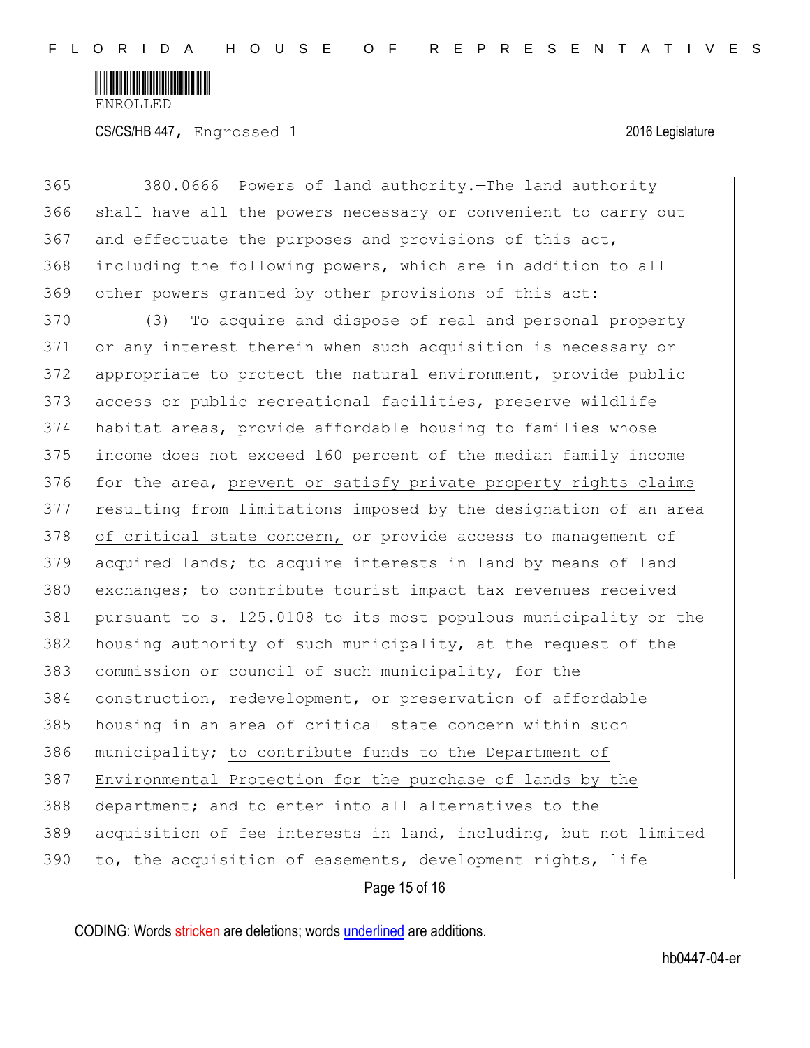380.0666 Powers of land authority.—The land authority shall have all the powers necessary or convenient to carry out and effectuate the purposes and provisions of this act, including the following powers, which are in addition to all other powers granted by other provisions of this act:

(3) To acquire and dispose of real and personal property or any interest therein when such acquisition is necessary or appropriate to protect the natural environment, provide public access or public recreational facilities, preserve wildlife habitat areas, provide affordable housing to families whose income does not exceed 160 percent of the median family income for the area, <u>prevent or satisfy private property rights claims resulting from limitations imposed by the designation of an area of critical state concern,</u> or provide access to management of acquired lands; to acquire interests in land by means of land exchanges; to contribute tourist impact tax revenues received pursuant to s. 125.0108 to its most populous municipality or the housing authority of such municipality, at the request of the commission or council of such municipality, for the construction, redevelopment, or preservation of affordable housing in an area of critical state concern within such municipality; <u>to contribute funds to the Department of Environmental Protection for the purchase of lands by the department;</u> and to enter into all alternatives to the acquisition of fee interests in land, including, but not limited to, the acquisition of easements, development rights, life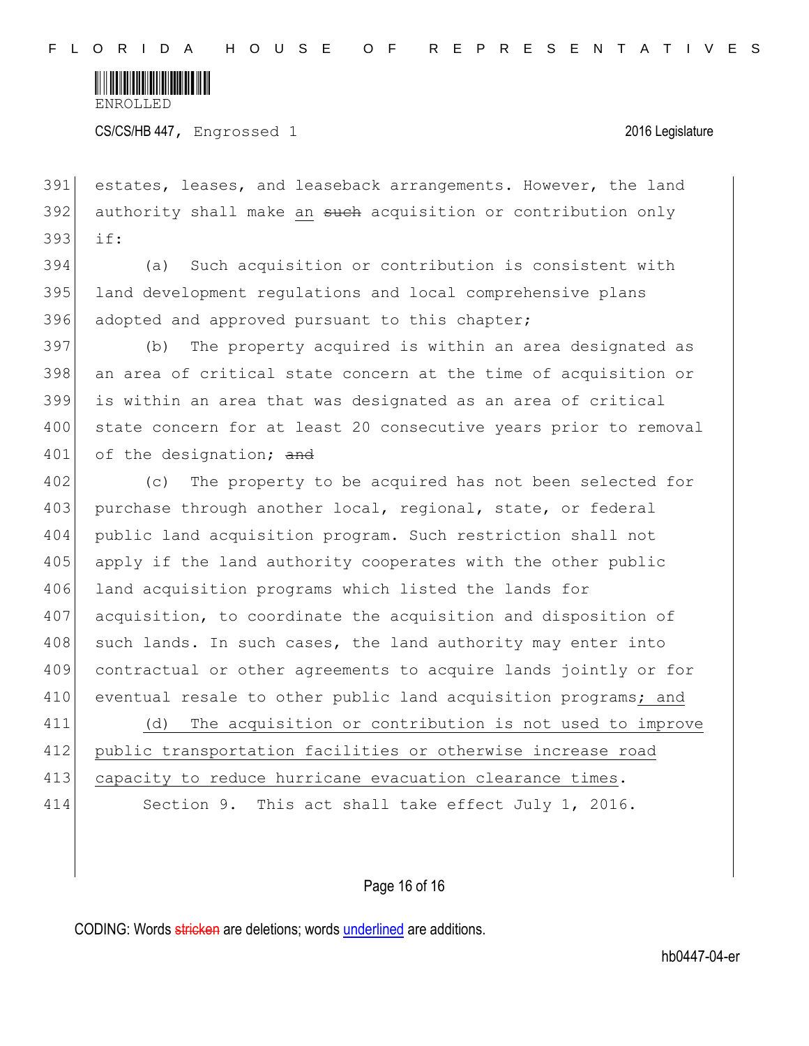estates, leases, and leaseback arrangements. However, the land authority shall make an ~~such~~ acquisition or contribution only if:

(a) Such acquisition or contribution is consistent with land development regulations and local comprehensive plans adopted and approved pursuant to this chapter;

(b) The property acquired is within an area designated as an area of critical state concern at the time of acquisition or is within an area that was designated as an area of critical state concern for at least 20 consecutive years prior to removal of the designation; ~~and~~

(c) The property to be acquired has not been selected for purchase through another local, regional, state, or federal public land acquisition program. Such restriction shall not apply if the land authority cooperates with the other public land acquisition programs which listed the lands for acquisition, to coordinate the acquisition and disposition of such lands. In such cases, the land authority may enter into contractual or other agreements to acquire lands jointly or for eventual resale to other public land acquisition programs<u>; and</u>

<u>(d) The acquisition or contribution is not used to improve public transportation facilities or otherwise increase road capacity to reduce hurricane evacuation clearance times</u>.

Section 9. This act shall take effect July 1, 2016.

CODING: Words ~~stricken~~ are deletions; words <u>underlined</u> are additions.